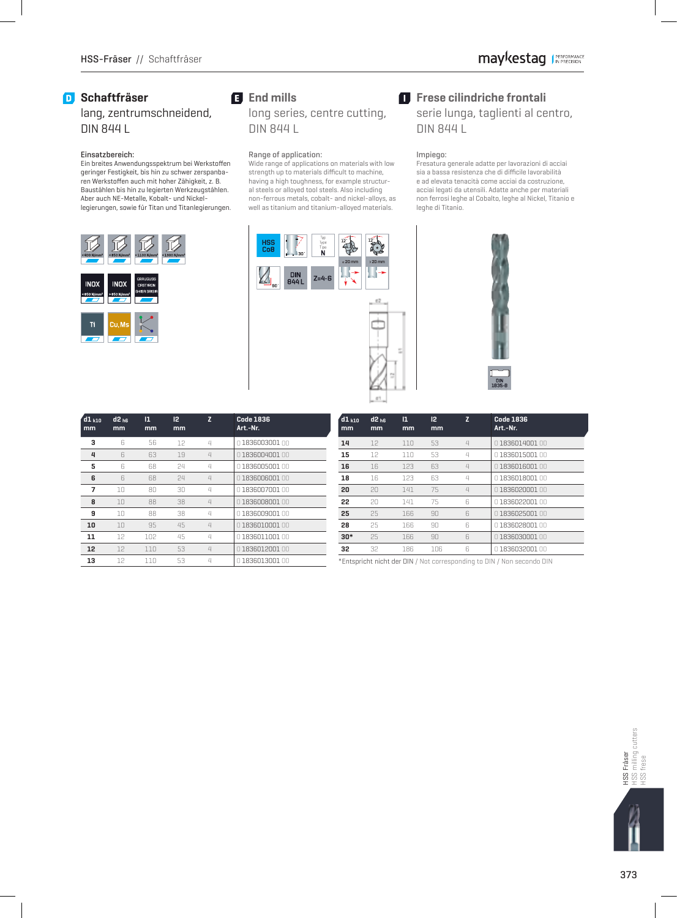## D Schaftfräser

lang, zentrumschneidend, DIN 844 L

Einsatzbereich:
Ein breites Anwendungsspektrum bei Werkstoffen geringer Festigkeit, bis hin zu schwer zerspanbaren Werkstoffen auch mit hoher Zähigkeit, z. B. Baustählen bis hin zu legierten Werkzeugstählen. Aber auch NE-Metalle, Kobalt- und Nickellegierungen, sowie für Titan und Titanlegierungen.

## E End mills

long series, centre cutting, DIN 844 L

Range of application:
Wide range of applications on materials with low strength up to materials difficult to machine, having a high toughness, for example structural steels or alloyed tool steels. Also including non-ferrous metals, cobalt- and nickel-alloys, as well as titanium and titanium-alloyed materials.

## I Frese cilindriche frontali

serie lunga, taglienti al centro, DIN 844 L

Impiego:
Fresatura generale adatte per lavorazioni di acciai sia a bassa resistenza che di difficile lavorabilità e ad elevata tenacità come acciai da costruzione, acciai legati da utensili. Adatte anche per materiali non ferrosi leghe al Cobalto, leghe al Nickel, Titanio e leghe di Titanio.

| d1 k10 mm | d2 h6 mm | l1 mm | l2 mm | Z | Code 1836 Art.-Nr. |
|---|---|---|---|---|---|
| 3 | 6 | 56 | 12 | 4 | 0 1836003001 00 |
| 4 | 6 | 63 | 19 | 4 | 0 1836004001 00 |
| 5 | 6 | 68 | 24 | 4 | 0 1836005001 00 |
| 6 | 6 | 68 | 24 | 4 | 0 1836006001 00 |
| 7 | 10 | 80 | 30 | 4 | 0 1836007001 00 |
| 8 | 10 | 88 | 38 | 4 | 0 1836008001 00 |
| 9 | 10 | 88 | 38 | 4 | 0 1836009001 00 |
| 10 | 10 | 95 | 45 | 4 | 0 1836010001 00 |
| 11 | 12 | 102 | 45 | 4 | 0 1836011001 00 |
| 12 | 12 | 110 | 53 | 4 | 0 1836012001 00 |
| 13 | 12 | 110 | 53 | 4 | 0 1836013001 00 |
| 14 | 12 | 110 | 53 | 4 | 0 1836014001 00 |
| 15 | 12 | 110 | 53 | 4 | 0 1836015001 00 |
| 16 | 16 | 123 | 63 | 4 | 0 1836016001 00 |
| 18 | 16 | 123 | 63 | 4 | 0 1836018001 00 |
| 20 | 20 | 141 | 75 | 4 | 0 1836020001 00 |
| 22 | 20 | 141 | 75 | 6 | 0 1836022001 00 |
| 25 | 25 | 166 | 90 | 6 | 0 1836025001 00 |
| 28 | 25 | 166 | 90 | 6 | 0 1836028001 00 |
| 30* | 25 | 166 | 90 | 6 | 0 1836030001 00 |
| 32 | 32 | 186 | 106 | 6 | 0 1836032001 00 |

*Entspricht nicht der DIN / Not corresponding to DIN / Non secondo DIN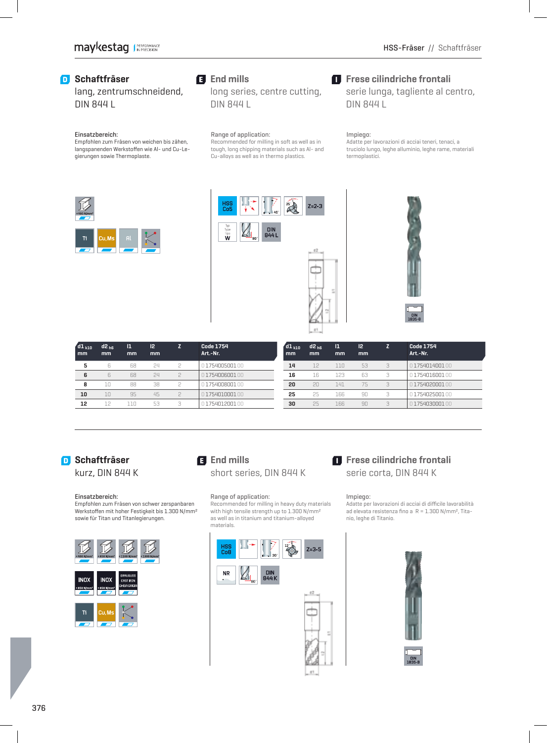## Schaftfräser

lang, zentrumschneidend, DIN 844 L

## End mills

long series, centre cutting, DIN 844 L

## Frese cilindriche frontali

serie lunga, tagliente al centro, DIN 844 L

**Einsatzbereich:**
Empfohlen zum Fräsen von weichen bis zähen, langspanenden Werkstoffen wie Al- und Cu-Legierungen sowie Thermoplaste.

**Range of application:**
Recommended for milling in soft as well as in tough, long chipping materials such as Al- and Cu-alloys as well as in thermo plastics.

**Impiego:**
Adatte per lavorazioni di acciai teneri, tenaci, a truciolo lungo, leghe alluminio, leghe rame, materiali termoplastici.

<400 N/mm²

Ti | Cu,Ms | Al

HSS Co5 | 40° | 25° | Z=2-3

Typ Type Tipo W | 90° | DIN 844 L

DIN 1835-B

| d1 k10 mm | d2 h6 mm | l1 mm | l2 mm | Z | Code 1754 Art.-Nr. |
|---|---|---|---|---|---|
| **5** | 6 | 68 | 24 | 2 | 0 1754005001 00 |
| **6** | 6 | 68 | 24 | 2 | 0 1754006001 00 |
| **8** | 10 | 88 | 38 | 2 | 0 1754008001 00 |
| **10** | 10 | 95 | 45 | 2 | 0 1754010001 00 |
| **12** | 12 | 110 | 53 | 3 | 0 1754012001 00 |
| **14** | 12 | 110 | 53 | 3 | 0 1754014001 00 |
| **16** | 16 | 123 | 63 | 3 | 0 1754016001 00 |
| **20** | 20 | 141 | 75 | 3 | 0 1754020001 00 |
| **25** | 25 | 166 | 90 | 3 | 0 1754025001 00 |
| **30** | 25 | 166 | 90 | 3 | 0 1754030001 00 |

## Schaftfräser

kurz, DIN 844 K

## End mills

short series, DIN 844 K

## Frese cilindriche frontali

serie corta, DIN 844 K

**Einsatzbereich:**
Empfohlen zum Fräsen von schwer zerspanbaren Werkstoffen mit hoher Festigkeit bis 1.300 N/mm² sowie für Titan und Titanlegierungen.

**Range of application:**
Recommended for milling in heavy duty materials with high tensile strength up to 1.300 N/mm² as well as in titanium and titanium-alloyed materials.

**Impiego:**
Adatte per lavorazioni di acciai di difficile lavorabilità ad elevata resistenza fino a R = 1.300 N/mm², Titanio, leghe di Titanio.

<400 N/mm² | <850 N/mm² | <1100 N/mm² | <1300 N/mm²

INOX <850 N/mm² | INOX >850 N/mm² | GRAUGUSS CAST IRON GHISA GRIGIA

Ti | Cu,Ms

HSS Co8 | 30° | 12° | Z=3-5

NR | 90° | DIN 844 K

DIN 1835-B